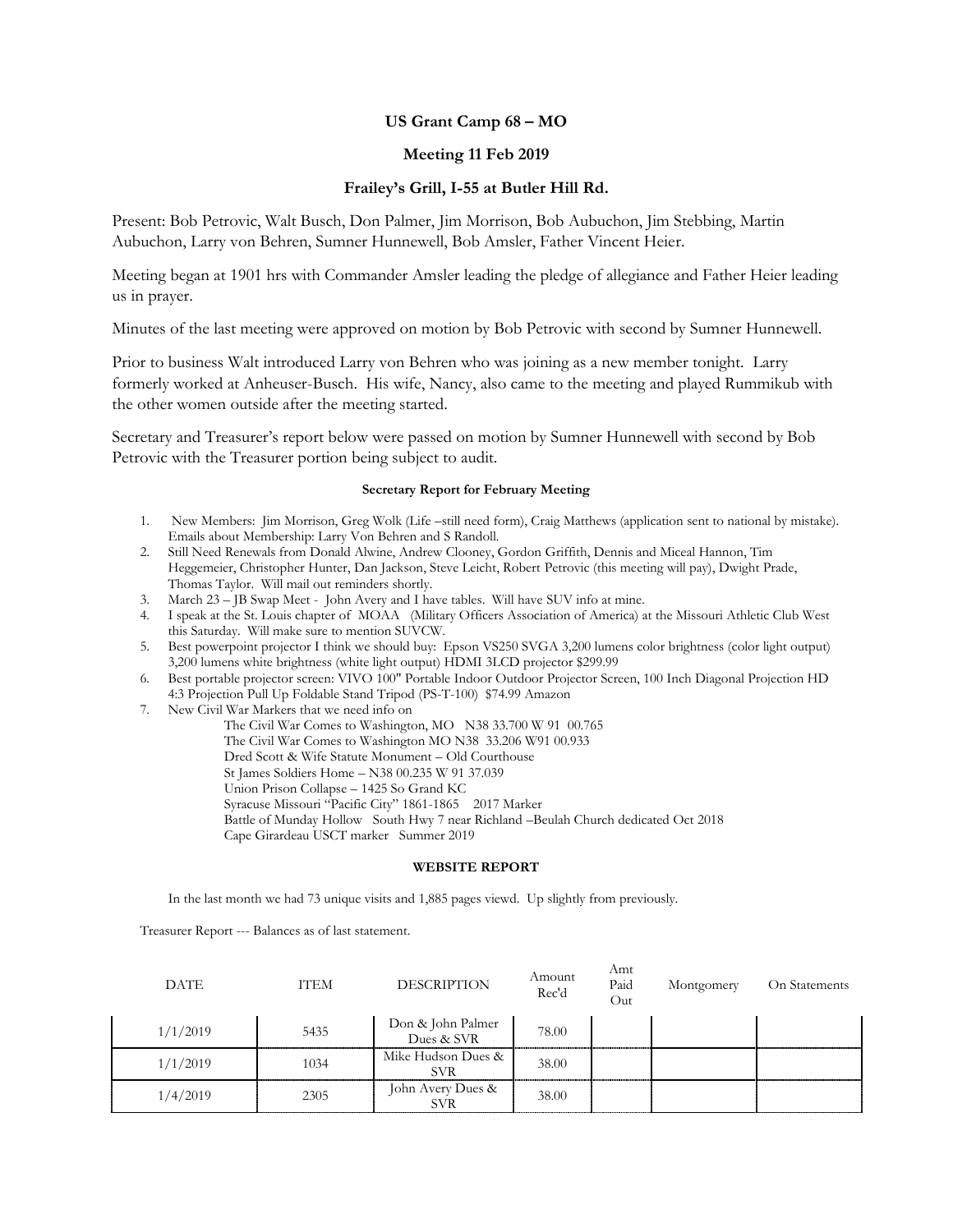**US Grant Camp 68 – MO**

**Meeting 11 Feb 2019**

**Frailey's Grill, I-55 at Butler Hill Rd.**

Present: Bob Petrovic, Walt Busch, Don Palmer, Jim Morrison, Bob Aubuchon, Jim Stebbing, Martin Aubuchon, Larry von Behren, Sumner Hunnewell, Bob Amsler, Father Vincent Heier.

Meeting began at 1901 hrs with Commander Amsler leading the pledge of allegiance and Father Heier leading us in prayer.

Minutes of the last meeting were approved on motion by Bob Petrovic with second by Sumner Hunnewell.

Prior to business Walt introduced Larry von Behren who was joining as a new member tonight. Larry formerly worked at Anheuser-Busch. His wife, Nancy, also came to the meeting and played Rummikub with the other women outside after the meeting started.

Secretary and Treasurer's report below were passed on motion by Sumner Hunnewell with second by Bob Petrovic with the Treasurer portion being subject to audit.

**Secretary Report for February Meeting**

1. New Members: Jim Morrison, Greg Wolk (Life –still need form), Craig Matthews (application sent to national by mistake). Emails about Membership: Larry Von Behren and S Randoll.
2. Still Need Renewals from Donald Alwine, Andrew Clooney, Gordon Griffith, Dennis and Miceal Hannon, Tim Heggemeier, Christopher Hunter, Dan Jackson, Steve Leicht, Robert Petrovic (this meeting will pay), Dwight Prade, Thomas Taylor. Will mail out reminders shortly.
3. March 23 – JB Swap Meet - John Avery and I have tables. Will have SUV info at mine.
4. I speak at the St. Louis chapter of MOAA (Military Officers Association of America) at the Missouri Athletic Club West this Saturday. Will make sure to mention SUVCW.
5. Best powerpoint projector I think we should buy: Epson VS250 SVGA 3,200 lumens color brightness (color light output) 3,200 lumens white brightness (white light output) HDMI 3LCD projector $299.99
6. Best portable projector screen: VIVO 100" Portable Indoor Outdoor Projector Screen, 100 Inch Diagonal Projection HD 4:3 Projection Pull Up Foldable Stand Tripod (PS-T-100) $74.99 Amazon
7. New Civil War Markers that we need info on
   - The Civil War Comes to Washington, MO N38 33.700 W 91 00.765
   - The Civil War Comes to Washington MO N38 33.206 W91 00.933
   - Dred Scott & Wife Statute Monument – Old Courthouse
   - St James Soldiers Home – N38 00.235 W 91 37.039
   - Union Prison Collapse – 1425 So Grand KC
   - Syracuse Missouri "Pacific City" 1861-1865 2017 Marker
   - Battle of Munday Hollow South Hwy 7 near Richland –Beulah Church dedicated Oct 2018
   - Cape Girardeau USCT marker Summer 2019

**WEBSITE REPORT**

In the last month we had 73 unique visits and 1,885 pages viewd. Up slightly from previously.

Treasurer Report --- Balances as of last statement.

| DATE | ITEM | DESCRIPTION | Amount Rec'd | Amt Paid Out | Montgomery | On Statements |
|---|---|---|---|---|---|---|
| 1/1/2019 | 5435 | Don & John Palmer Dues & SVR | 78.00 | | | |
| 1/1/2019 | 1034 | Mike Hudson Dues & SVR | 38.00 | | | |
| 1/4/2019 | 2305 | John Avery Dues & SVR | 38.00 | | | |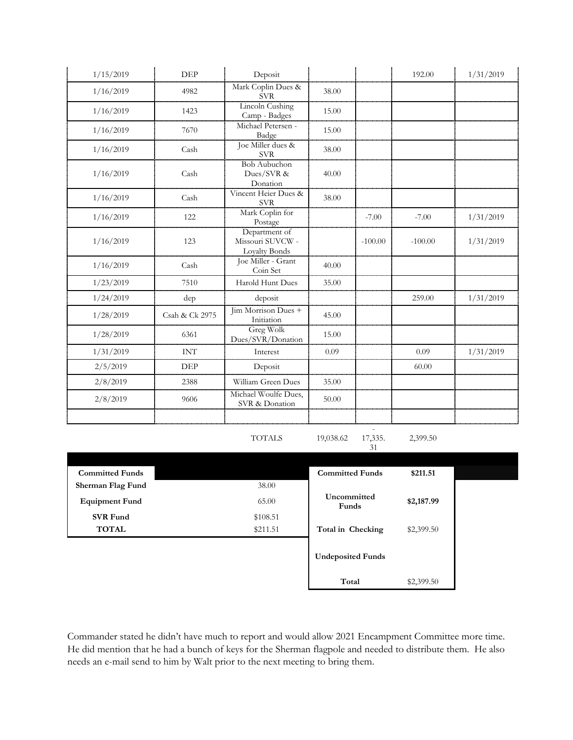| | | | | | | |
|---|---|---|---|---|---|---|
| 1/15/2019 | DEP | Deposit | | | 192.00 | 1/31/2019 |
| 1/16/2019 | 4982 | Mark Coplin Dues & SVR | 38.00 | | | |
| 1/16/2019 | 1423 | Lincoln Cushing Camp - Badges | 15.00 | | | |
| 1/16/2019 | 7670 | Michael Petersen - Badge | 15.00 | | | |
| 1/16/2019 | Cash | Joe Miller dues & SVR | 38.00 | | | |
| 1/16/2019 | Cash | Bob Aubuchon Dues/SVR & Donation | 40.00 | | | |
| 1/16/2019 | Cash | Vincent Heier Dues & SVR | 38.00 | | | |
| 1/16/2019 | 122 | Mark Coplin for Postage | | -7.00 | -7.00 | 1/31/2019 |
| 1/16/2019 | 123 | Department of Missouri SUVCW - Loyalty Bonds | | -100.00 | -100.00 | 1/31/2019 |
| 1/16/2019 | Cash | Joe Miller - Grant Coin Set | 40.00 | | | |
| 1/23/2019 | 7510 | Harold Hunt Dues | 35.00 | | | |
| 1/24/2019 | dep | deposit | | | 259.00 | 1/31/2019 |
| 1/28/2019 | Csah & Ck 2975 | Jim Morrison Dues + Initiation | 45.00 | | | |
| 1/28/2019 | 6361 | Greg Wolk Dues/SVR/Donation | 15.00 | | | |
| 1/31/2019 | INT | Interest | 0.09 | | 0.09 | 1/31/2019 |
| 2/5/2019 | DEP | Deposit | | | 60.00 | |
| 2/8/2019 | 2388 | William Green Dues | 35.00 | | | |
| 2/8/2019 | 9606 | Michael Woulfe Dues, SVR & Donation | 50.00 | | | |
| | | | | | | |
| | | TOTALS | 19,038.62 | -17,335.31 | 2,399.50 | |

| Committed Funds | |
|---|---|
| Sherman Flag Fund | 38.00 |
| Equipment Fund | 65.00 |
| SVR Fund | $108.51 |
| TOTAL | $211.51 |

| Committed Funds | $211.51 |
|---|---|
| Uncommitted Funds | $2,187.99 |
| Total in Checking | $2,399.50 |
| Undeposited Funds | |
| Total | $2,399.50 |

Commander stated he didn't have much to report and would allow 2021 Encampment Committee more time. He did mention that he had a bunch of keys for the Sherman flagpole and needed to distribute them. He also needs an e-mail send to him by Walt prior to the next meeting to bring them.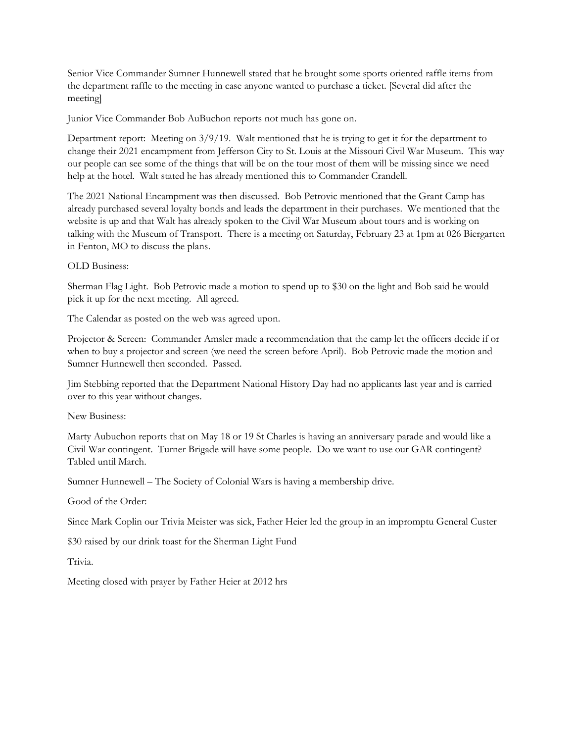Senior Vice Commander Sumner Hunnewell stated that he brought some sports oriented raffle items from the department raffle to the meeting in case anyone wanted to purchase a ticket. [Several did after the meeting]

Junior Vice Commander Bob AuBuchon reports not much has gone on.

Department report: Meeting on 3/9/19. Walt mentioned that he is trying to get it for the department to change their 2021 encampment from Jefferson City to St. Louis at the Missouri Civil War Museum. This way our people can see some of the things that will be on the tour most of them will be missing since we need help at the hotel. Walt stated he has already mentioned this to Commander Crandell.

The 2021 National Encampment was then discussed. Bob Petrovic mentioned that the Grant Camp has already purchased several loyalty bonds and leads the department in their purchases. We mentioned that the website is up and that Walt has already spoken to the Civil War Museum about tours and is working on talking with the Museum of Transport. There is a meeting on Saturday, February 23 at 1pm at 026 Biergarten in Fenton, MO to discuss the plans.

OLD Business:

Sherman Flag Light. Bob Petrovic made a motion to spend up to $30 on the light and Bob said he would pick it up for the next meeting. All agreed.

The Calendar as posted on the web was agreed upon.

Projector & Screen: Commander Amsler made a recommendation that the camp let the officers decide if or when to buy a projector and screen (we need the screen before April). Bob Petrovic made the motion and Sumner Hunnewell then seconded. Passed.

Jim Stebbing reported that the Department National History Day had no applicants last year and is carried over to this year without changes.

New Business:

Marty Aubuchon reports that on May 18 or 19 St Charles is having an anniversary parade and would like a Civil War contingent. Turner Brigade will have some people. Do we want to use our GAR contingent? Tabled until March.

Sumner Hunnewell – The Society of Colonial Wars is having a membership drive.

Good of the Order:

Since Mark Coplin our Trivia Meister was sick, Father Heier led the group in an impromptu General Custer

$30 raised by our drink toast for the Sherman Light Fund

Trivia.

Meeting closed with prayer by Father Heier at 2012 hrs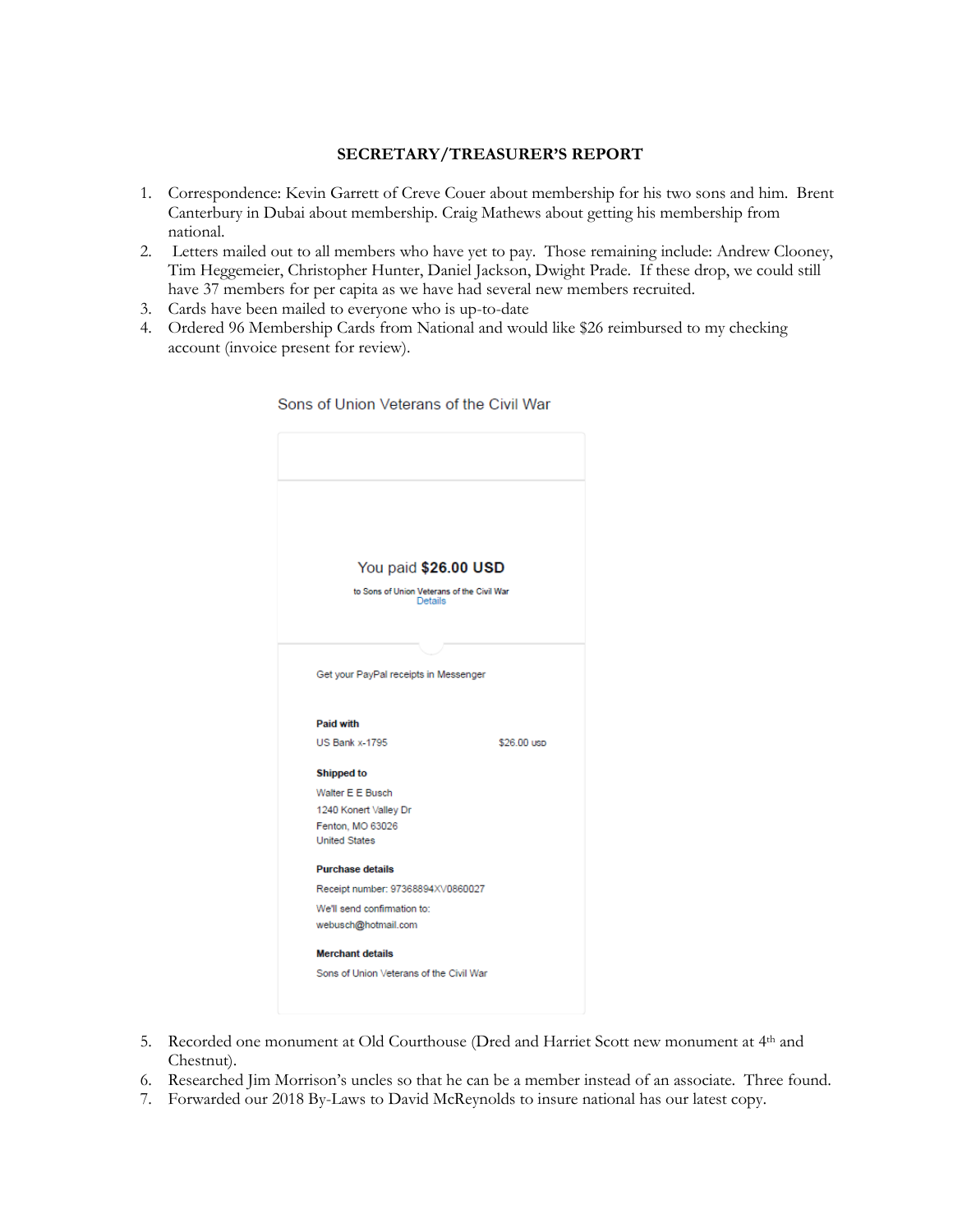## SECRETARY/TREASURER'S REPORT

1. Correspondence: Kevin Garrett of Creve Couer about membership for his two sons and him. Brent Canterbury in Dubai about membership. Craig Mathews about getting his membership from national.
2. Letters mailed out to all members who have yet to pay. Those remaining include: Andrew Clooney, Tim Heggemeier, Christopher Hunter, Daniel Jackson, Dwight Prade. If these drop, we could still have 37 members for per capita as we have had several new members recruited.
3. Cards have been mailed to everyone who is up-to-date
4. Ordered 96 Membership Cards from National and would like $26 reimbursed to my checking account (invoice present for review).

Sons of Union Veterans of the Civil War

You paid **$26.00 USD**

to Sons of Union Veterans of the Civil War
Details

Get your PayPal receipts in Messenger

**Paid with**

US Bank x-1795 $26.00 USD

**Shipped to**

Walter E E Busch
1240 Konert Valley Dr
Fenton, MO 63026
United States

**Purchase details**

Receipt number: 97368894XV0860027

We'll send confirmation to:
webusch@hotmail.com

**Merchant details**

Sons of Union Veterans of the Civil War

5. Recorded one monument at Old Courthouse (Dred and Harriet Scott new monument at 4th and Chestnut).
6. Researched Jim Morrison's uncles so that he can be a member instead of an associate. Three found.
7. Forwarded our 2018 By-Laws to David McReynolds to insure national has our latest copy.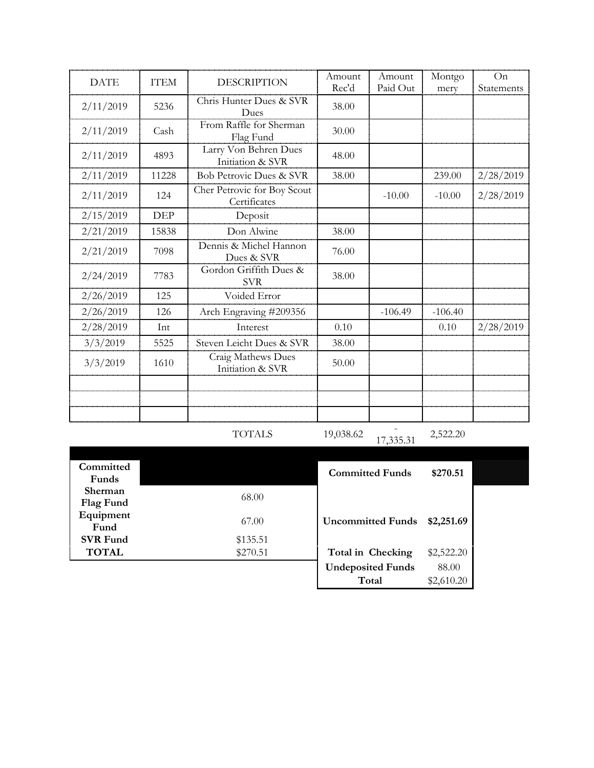| DATE | ITEM | DESCRIPTION | Amount Rec'd | Amount Paid Out | Montgomery | On Statements |
|---|---|---|---|---|---|---|
| 2/11/2019 | 5236 | Chris Hunter Dues & SVR Dues | 38.00 | | | |
| 2/11/2019 | Cash | From Raffle for Sherman Flag Fund | 30.00 | | | |
| 2/11/2019 | 4893 | Larry Von Behren Dues Initiation & SVR | 48.00 | | | |
| 2/11/2019 | 11228 | Bob Petrovic Dues & SVR | 38.00 | | 239.00 | 2/28/2019 |
| 2/11/2019 | 124 | Cher Petrovic for Boy Scout Certificates | | -10.00 | -10.00 | 2/28/2019 |
| 2/15/2019 | DEP | Deposit | | | | |
| 2/21/2019 | 15838 | Don Alwine | 38.00 | | | |
| 2/21/2019 | 7098 | Dennis & Michel Hannon Dues & SVR | 76.00 | | | |
| 2/24/2019 | 7783 | Gordon Griffith Dues & SVR | 38.00 | | | |
| 2/26/2019 | 125 | Voided Error | | | | |
| 2/26/2019 | 126 | Arch Engraving #209356 | | -106.49 | -106.40 | |
| 2/28/2019 | Int | Interest | 0.10 | | 0.10 | 2/28/2019 |
| 3/3/2019 | 5525 | Steven Leicht Dues & SVR | 38.00 | | | |
| 3/3/2019 | 1610 | Craig Mathews Dues Initiation & SVR | 50.00 | | | |
| | | | | | | |
| | | | | | | |
| | | | | | | |
| | | TOTALS | 19,038.62 | -17,335.31 | 2,522.20 | |

| Committed Funds | |
|---|---|
| Sherman Flag Fund | 68.00 |
| Equipment Fund | 67.00 |
| SVR Fund | $135.51 |
| **TOTAL** | $270.51 |

| | |
|---|---|
| **Committed Funds** | **$270.51** |
| **Uncommitted Funds** | **$2,251.69** |
| **Total in Checking** | $2,522.20 |
| **Undeposited Funds** | 88.00 |
| **Total** | $2,610.20 |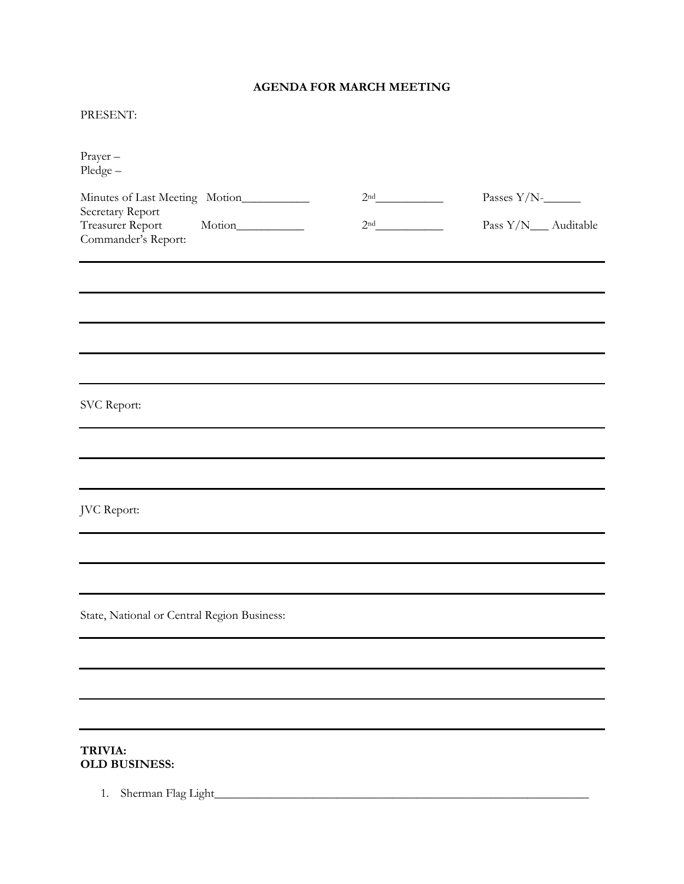**AGENDA FOR MARCH MEETING**

PRESENT:

Prayer –
Pledge –

Minutes of Last Meeting Motion___________ 2nd___________ Passes Y/N-______
Secretary Report
Treasurer Report Motion___________ 2nd___________ Pass Y/N___ Auditable
Commander's Report:

SVC Report:

JVC Report:

State, National or Central Region Business:

**TRIVIA:**
**OLD BUSINESS:**

1. Sherman Flag Light_________________________________________________________________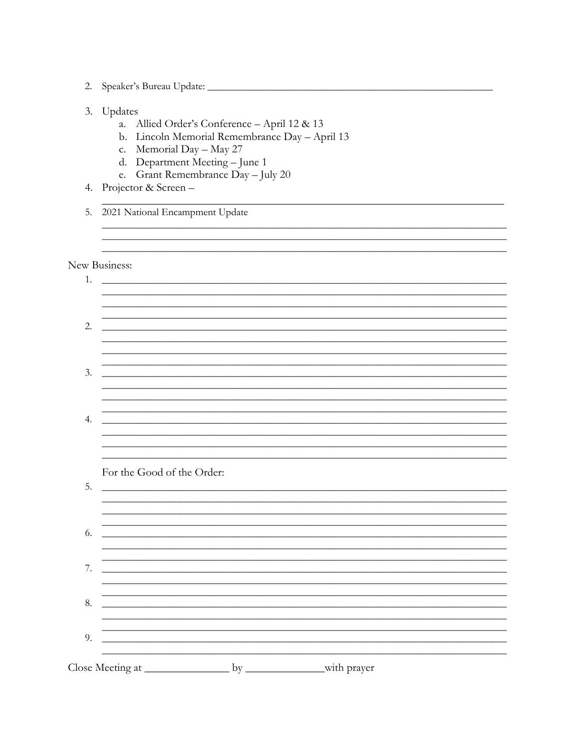2. Speaker's Bureau Update: ______________________________________________________

3. Updates
   a. Allied Order's Conference – April 12 & 13
   b. Lincoln Memorial Remembrance Day – April 13
   c. Memorial Day – May 27
   d. Department Meeting – June 1
   e. Grant Remembrance Day – July 20
4. Projector & Screen –
   ______________________________________________________________________________
5. 2021 National Encampment Update
   ______________________________________________________________________________
   ______________________________________________________________________________
   ______________________________________________________________________________

New Business:

1. ______________________________________________________________________________
   ______________________________________________________________________________
   ______________________________________________________________________________
   ______________________________________________________________________________
2. ______________________________________________________________________________
   ______________________________________________________________________________
   ______________________________________________________________________________
   ______________________________________________________________________________
3. ______________________________________________________________________________
   ______________________________________________________________________________
   ______________________________________________________________________________
   ______________________________________________________________________________
4. ______________________________________________________________________________
   ______________________________________________________________________________
   ______________________________________________________________________________
   ______________________________________________________________________________

For the Good of the Order:

5. ______________________________________________________________________________
   ______________________________________________________________________________
   ______________________________________________________________________________
   ______________________________________________________________________________
6. ______________________________________________________________________________
   ______________________________________________________________________________
   ______________________________________________________________________________
7. ______________________________________________________________________________
   ______________________________________________________________________________
   ______________________________________________________________________________
8. ______________________________________________________________________________
   ______________________________________________________________________________
   ______________________________________________________________________________
9. ______________________________________________________________________________
   ______________________________________________________________________________

Close Meeting at _______________ by ______________with prayer